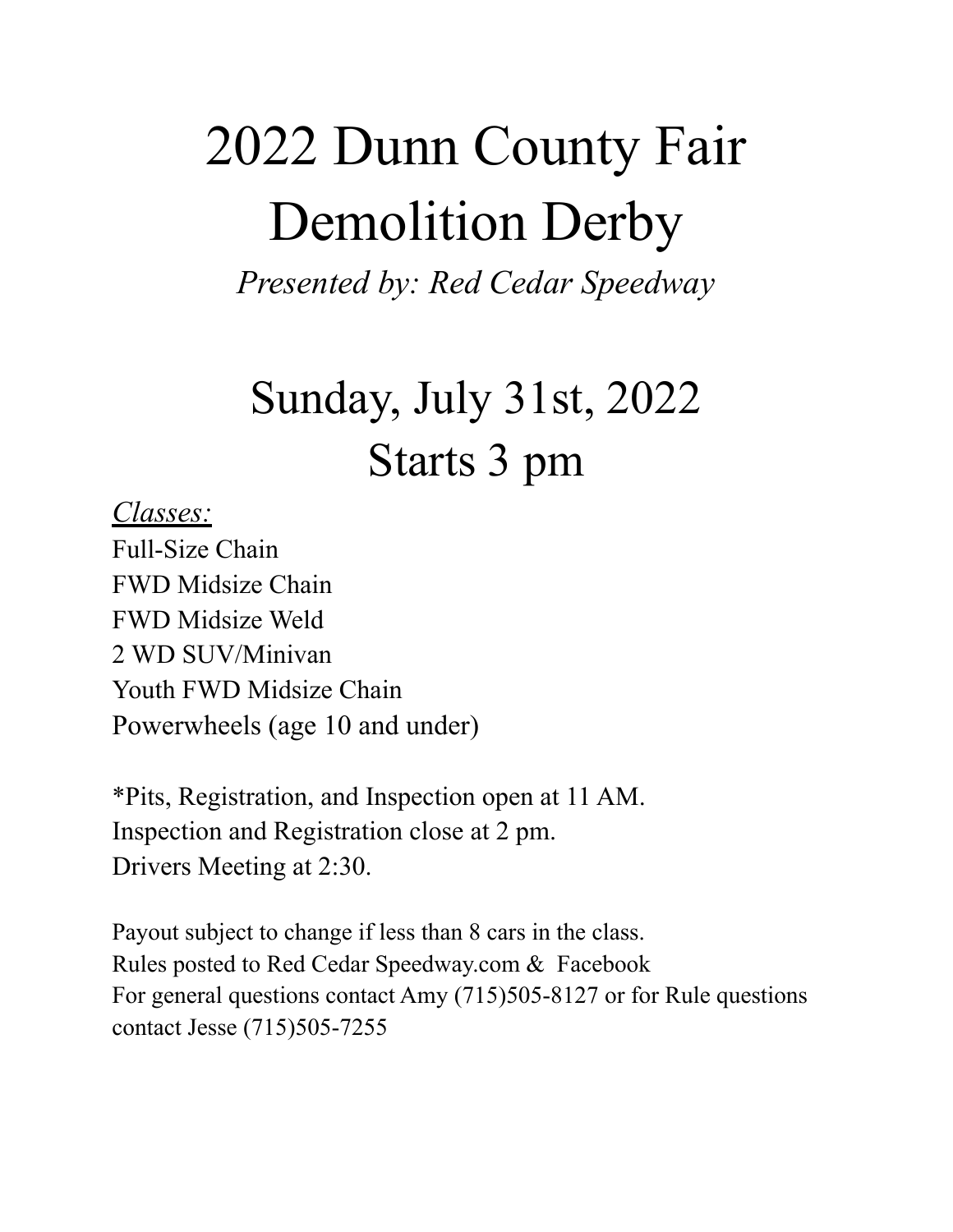# 2022 Dunn County Fair Demolition Derby

*Presented by: Red Cedar Speedway*

## Sunday, July 31st, 2022
## Starts 3 pm

*<u>Classes:</u>*

Full-Size Chain
FWD Midsize Chain
FWD Midsize Weld
2 WD SUV/Minivan
Youth FWD Midsize Chain
Powerwheels (age 10 and under)

*Pits, Registration, and Inspection open at 11 AM.
Inspection and Registration close at 2 pm.
Drivers Meeting at 2:30.

Payout subject to change if less than 8 cars in the class.
Rules posted to Red Cedar Speedway.com & Facebook
For general questions contact Amy (715)505-8127 or for Rule questions contact Jesse (715)505-7255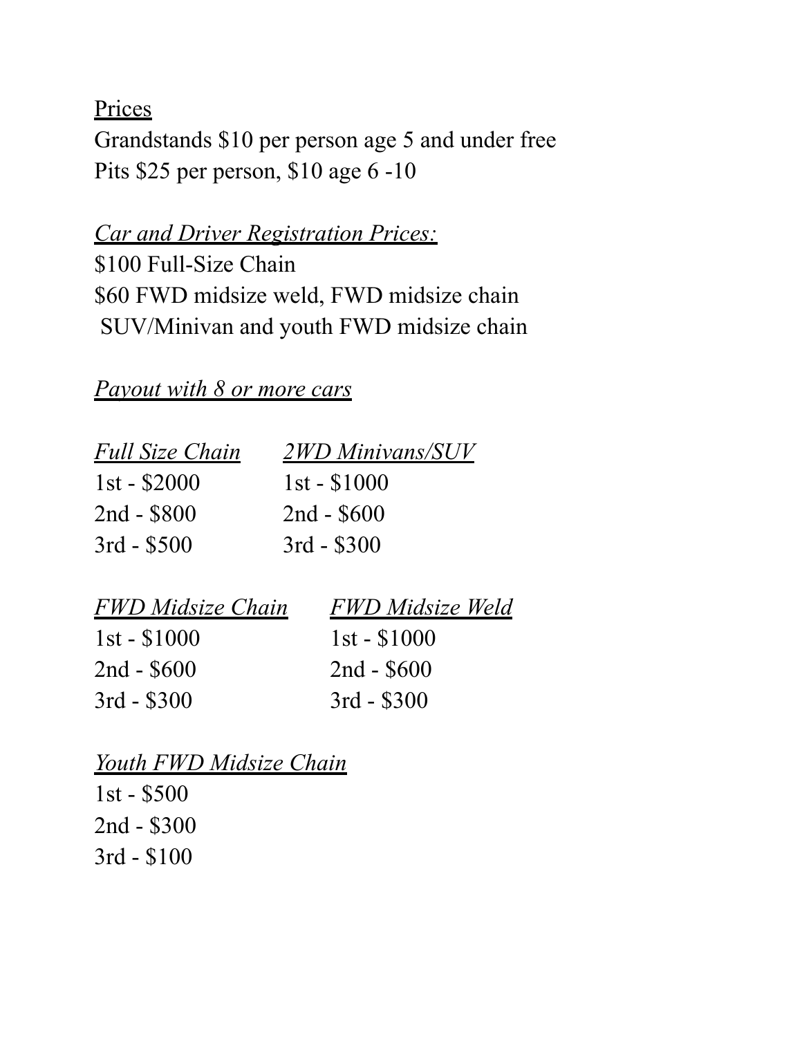Prices

Grandstands $10 per person age 5 and under free

Pits $25 per person, $10 age 6 -10

*Car and Driver Registration Prices:*

$100 Full-Size Chain

$60 FWD midsize weld, FWD midsize chain
SUV/Minivan and youth FWD midsize chain

*Payout with 8 or more cars*

| *Full Size Chain* | *2WD Minivans/SUV* |
|---|---|
| 1st - $2000 | 1st - $1000 |
| 2nd - $800 | 2nd - $600 |
| 3rd - $500 | 3rd - $300 |

| *FWD Midsize Chain* | *FWD Midsize Weld* |
|---|---|
| 1st - $1000 | 1st - $1000 |
| 2nd - $600 | 2nd - $600 |
| 3rd - $300 | 3rd - $300 |

*Youth FWD Midsize Chain*

1st - $500

2nd - $300

3rd - $100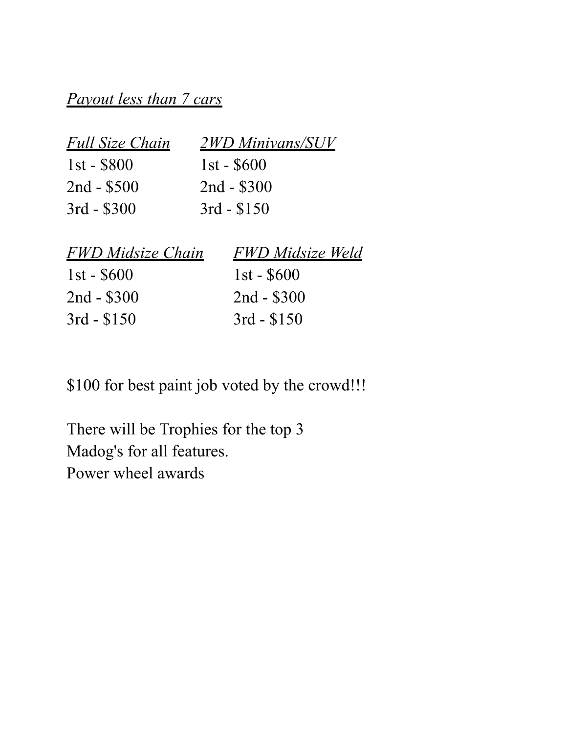*Payout less than 7 cars*

*Full Size Chain*

1st - $800
2nd - $500
3rd - $300

*2WD Minivans/SUV*

1st - $600
2nd - $300
3rd - $150

*FWD Midsize Chain*

1st - $600
2nd - $300
3rd - $150

*FWD Midsize Weld*

1st - $600
2nd - $300
3rd - $150

$100 for best paint job voted by the crowd!!!

There will be Trophies for the top 3
Madog's for all features.
Power wheel awards